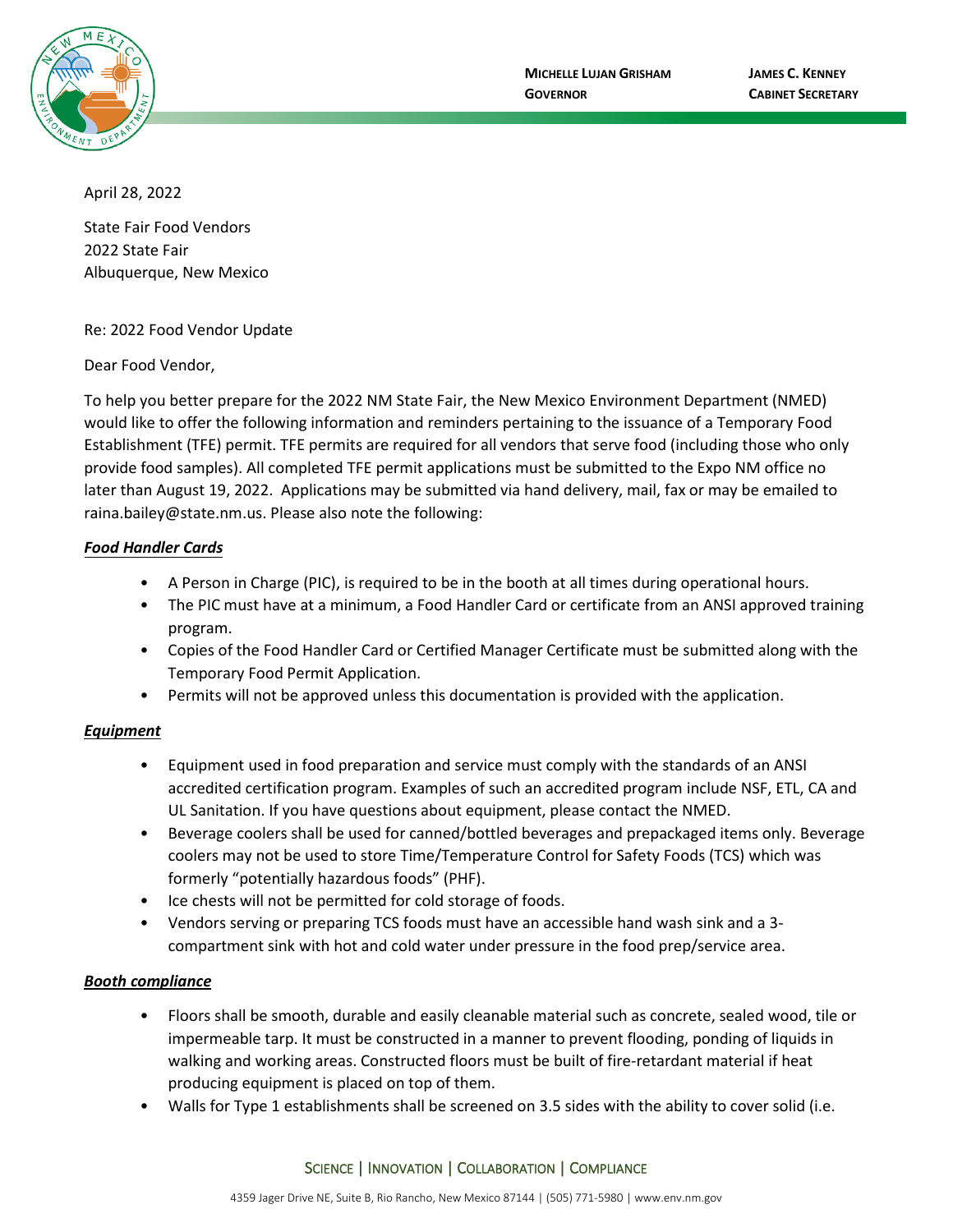**Michelle Lujan Grisham**
**Governor**

**James C. Kenney**
**Cabinet Secretary**

April 28, 2022

State Fair Food Vendors
2022 State Fair
Albuquerque, New Mexico

Re: 2022 Food Vendor Update

Dear Food Vendor,

To help you better prepare for the 2022 NM State Fair, the New Mexico Environment Department (NMED) would like to offer the following information and reminders pertaining to the issuance of a Temporary Food Establishment (TFE) permit. TFE permits are required for all vendors that serve food (including those who only provide food samples). All completed TFE permit applications must be submitted to the Expo NM office no later than August 19, 2022. Applications may be submitted via hand delivery, mail, fax or may be emailed to raina.bailey@state.nm.us. Please also note the following:

***Food Handler Cards***

- A Person in Charge (PIC), is required to be in the booth at all times during operational hours.
- The PIC must have at a minimum, a Food Handler Card or certificate from an ANSI approved training program.
- Copies of the Food Handler Card or Certified Manager Certificate must be submitted along with the Temporary Food Permit Application.
- Permits will not be approved unless this documentation is provided with the application.

***Equipment***

- Equipment used in food preparation and service must comply with the standards of an ANSI accredited certification program. Examples of such an accredited program include NSF, ETL, CA and UL Sanitation. If you have questions about equipment, please contact the NMED.
- Beverage coolers shall be used for canned/bottled beverages and prepackaged items only. Beverage coolers may not be used to store Time/Temperature Control for Safety Foods (TCS) which was formerly "potentially hazardous foods" (PHF).
- Ice chests will not be permitted for cold storage of foods.
- Vendors serving or preparing TCS foods must have an accessible hand wash sink and a 3-compartment sink with hot and cold water under pressure in the food prep/service area.

***Booth compliance***

- Floors shall be smooth, durable and easily cleanable material such as concrete, sealed wood, tile or impermeable tarp. It must be constructed in a manner to prevent flooding, ponding of liquids in walking and working areas. Constructed floors must be built of fire-retardant material if heat producing equipment is placed on top of them.
- Walls for Type 1 establishments shall be screened on 3.5 sides with the ability to cover solid (i.e.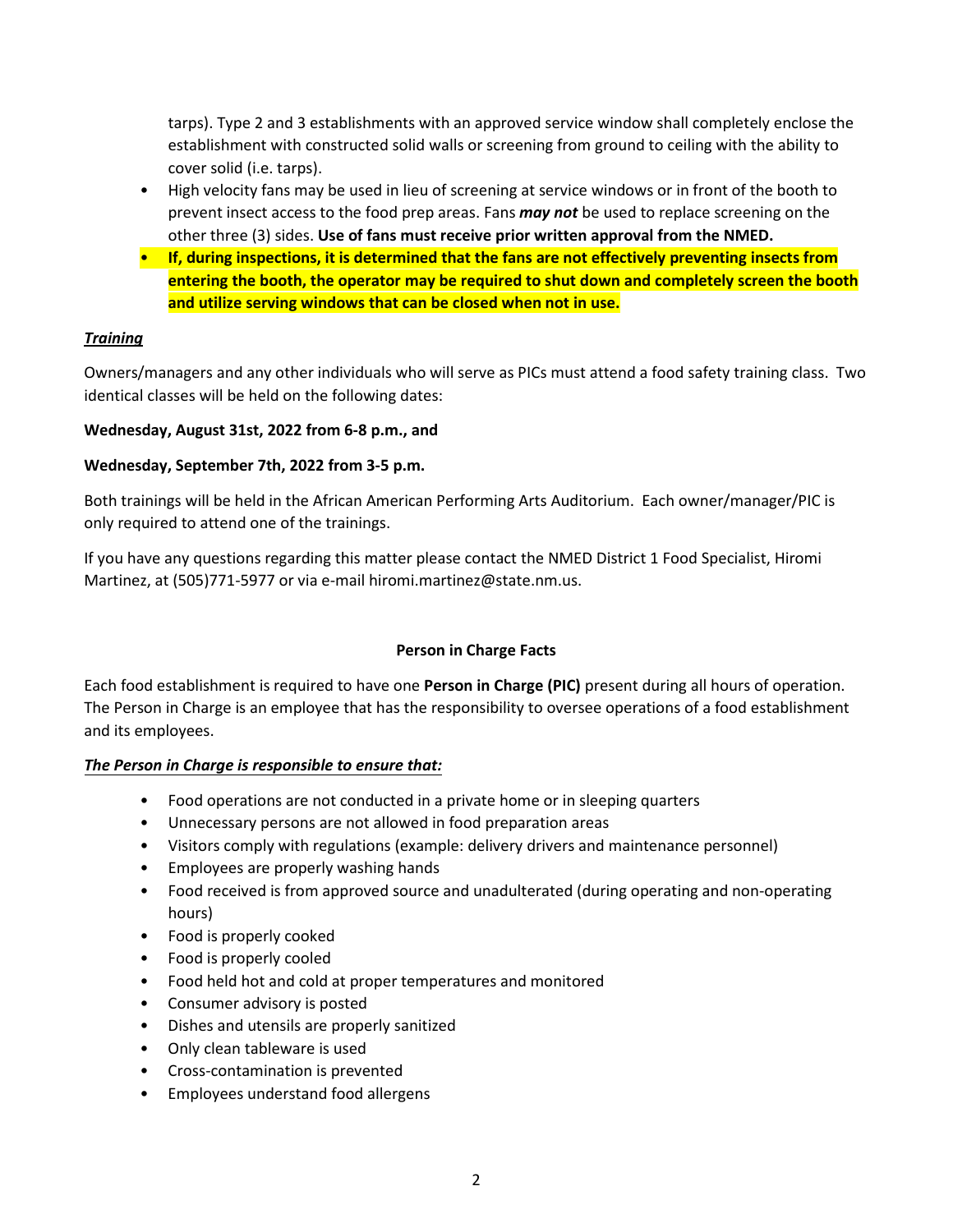tarps). Type 2 and 3 establishments with an approved service window shall completely enclose the establishment with constructed solid walls or screening from ground to ceiling with the ability to cover solid (i.e. tarps).

- High velocity fans may be used in lieu of screening at service windows or in front of the booth to prevent insect access to the food prep areas. Fans ***may not*** be used to replace screening on the other three (3) sides. **Use of fans must receive prior written approval from the NMED.**
- **If, during inspections, it is determined that the fans are not effectively preventing insects from entering the booth, the operator may be required to shut down and completely screen the booth and utilize serving windows that can be closed when not in use.**

***Training***

Owners/managers and any other individuals who will serve as PICs must attend a food safety training class. Two identical classes will be held on the following dates:

**Wednesday, August 31st, 2022 from 6-8 p.m., and**

**Wednesday, September 7th, 2022 from 3-5 p.m.**

Both trainings will be held in the African American Performing Arts Auditorium. Each owner/manager/PIC is only required to attend one of the trainings.

If you have any questions regarding this matter please contact the NMED District 1 Food Specialist, Hiromi Martinez, at (505)771-5977 or via e-mail hiromi.martinez@state.nm.us.

## Person in Charge Facts

Each food establishment is required to have one **Person in Charge (PIC)** present during all hours of operation. The Person in Charge is an employee that has the responsibility to oversee operations of a food establishment and its employees.

***The Person in Charge is responsible to ensure that:***

- Food operations are not conducted in a private home or in sleeping quarters
- Unnecessary persons are not allowed in food preparation areas
- Visitors comply with regulations (example: delivery drivers and maintenance personnel)
- Employees are properly washing hands
- Food received is from approved source and unadulterated (during operating and non-operating hours)
- Food is properly cooked
- Food is properly cooled
- Food held hot and cold at proper temperatures and monitored
- Consumer advisory is posted
- Dishes and utensils are properly sanitized
- Only clean tableware is used
- Cross-contamination is prevented
- Employees understand food allergens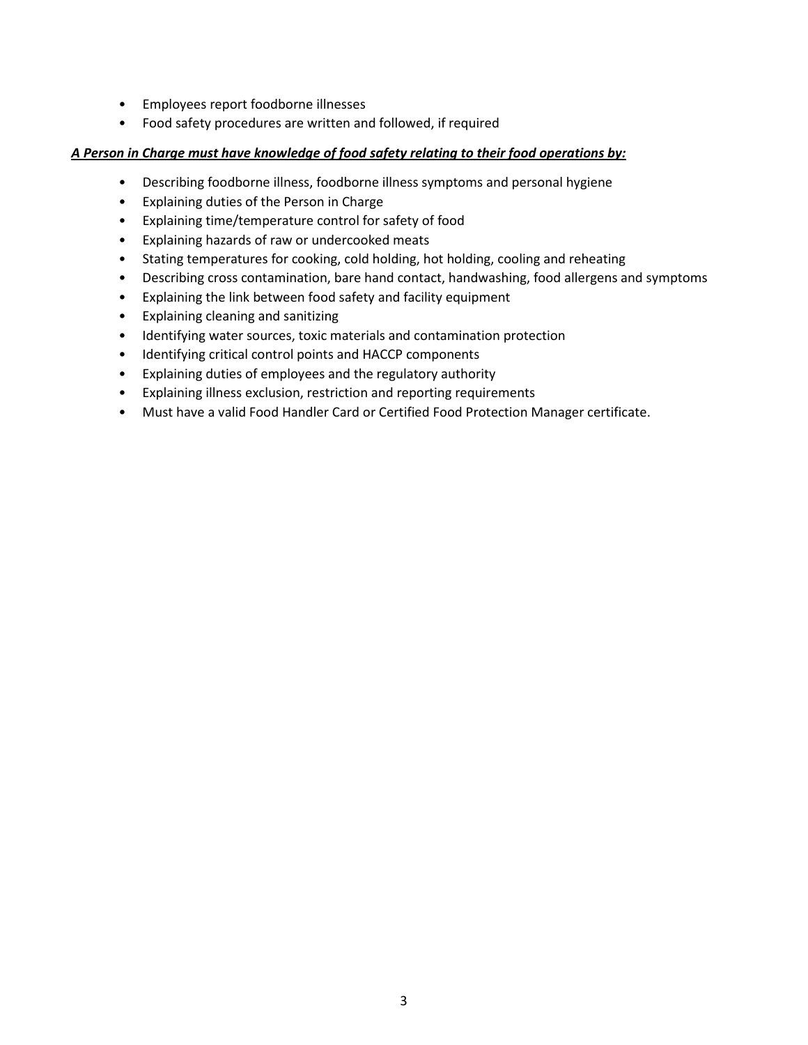- Employees report foodborne illnesses
- Food safety procedures are written and followed, if required

***<u>A Person in Charge must have knowledge of food safety relating to their food operations by:</u>***

- Describing foodborne illness, foodborne illness symptoms and personal hygiene
- Explaining duties of the Person in Charge
- Explaining time/temperature control for safety of food
- Explaining hazards of raw or undercooked meats
- Stating temperatures for cooking, cold holding, hot holding, cooling and reheating
- Describing cross contamination, bare hand contact, handwashing, food allergens and symptoms
- Explaining the link between food safety and facility equipment
- Explaining cleaning and sanitizing
- Identifying water sources, toxic materials and contamination protection
- Identifying critical control points and HACCP components
- Explaining duties of employees and the regulatory authority
- Explaining illness exclusion, restriction and reporting requirements
- Must have a valid Food Handler Card or Certified Food Protection Manager certificate.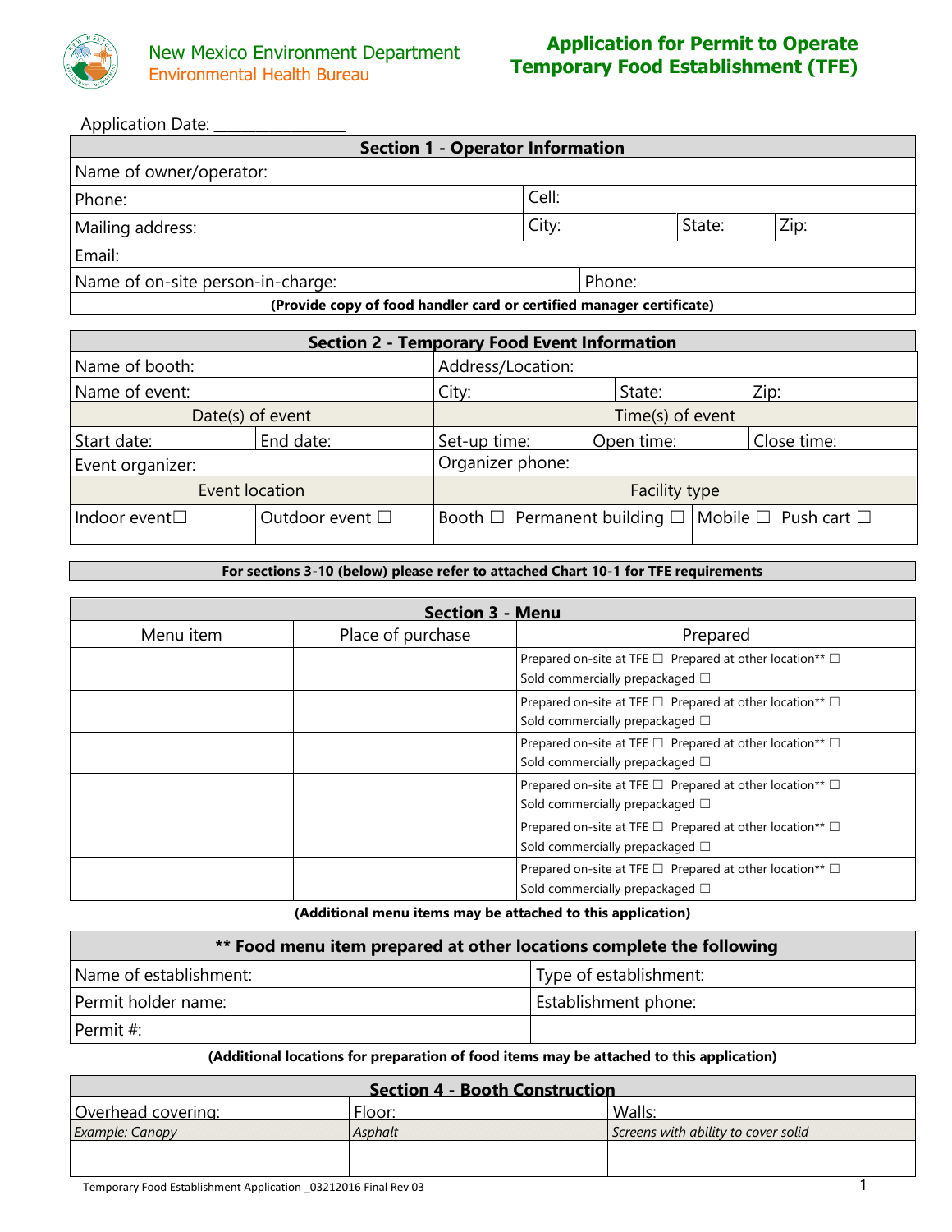New Mexico Environment Department
Environmental Health Bureau

# Application for Permit to Operate Temporary Food Establishment (TFE)

Application Date: ________________

| Section 1 - Operator Information | | | |
|---|---|---|---|
| Name of owner/operator: | | | |
| Phone: | Cell: | | |
| Mailing address: | City: | State: | Zip: |
| Email: | | | |
| Name of on-site person-in-charge: | Phone: | | |
| **(Provide copy of food handler card or certified manager certificate)** | | | |

| Section 2 - Temporary Food Event Information | | | | | |
|---|---|---|---|---|---|
| Name of booth: | | Address/Location: | | | |
| Name of event: | | City: | State: | Zip: | |
| Date(s) of event | | Time(s) of event | | | |
| Start date: | End date: | Set-up time: | Open time: | Close time: | |
| Event organizer: | | Organizer phone: | | | |
| Event location | | Facility type | | | |
| Indoor event ☐ | Outdoor event ☐ | Booth ☐ | Permanent building ☐ | Mobile ☐ | Push cart ☐ |

**For sections 3-10 (below) please refer to attached Chart 10-1 for TFE requirements**

| Section 3 - Menu | | |
|---|---|---|
| Menu item | Place of purchase | Prepared |
| | | Prepared on-site at TFE ☐ Prepared at other location** ☐ Sold commercially prepackaged ☐ |
| | | Prepared on-site at TFE ☐ Prepared at other location** ☐ Sold commercially prepackaged ☐ |
| | | Prepared on-site at TFE ☐ Prepared at other location** ☐ Sold commercially prepackaged ☐ |
| | | Prepared on-site at TFE ☐ Prepared at other location** ☐ Sold commercially prepackaged ☐ |
| | | Prepared on-site at TFE ☐ Prepared at other location** ☐ Sold commercially prepackaged ☐ |
| | | Prepared on-site at TFE ☐ Prepared at other location** ☐ Sold commercially prepackaged ☐ |

**(Additional menu items may be attached to this application)**

| ** Food menu item prepared at other locations complete the following | |
|---|---|
| Name of establishment: | Type of establishment: |
| Permit holder name: | Establishment phone: |
| Permit #: | |

**(Additional locations for preparation of food items may be attached to this application)**

| Section 4 - Booth Construction | | |
|---|---|---|
| Overhead covering: | Floor: | Walls: |
| *Example: Canopy* | *Asphalt* | *Screens with ability to cover solid* |
| | | |

Temporary Food Establishment Application _03212016 Final Rev 03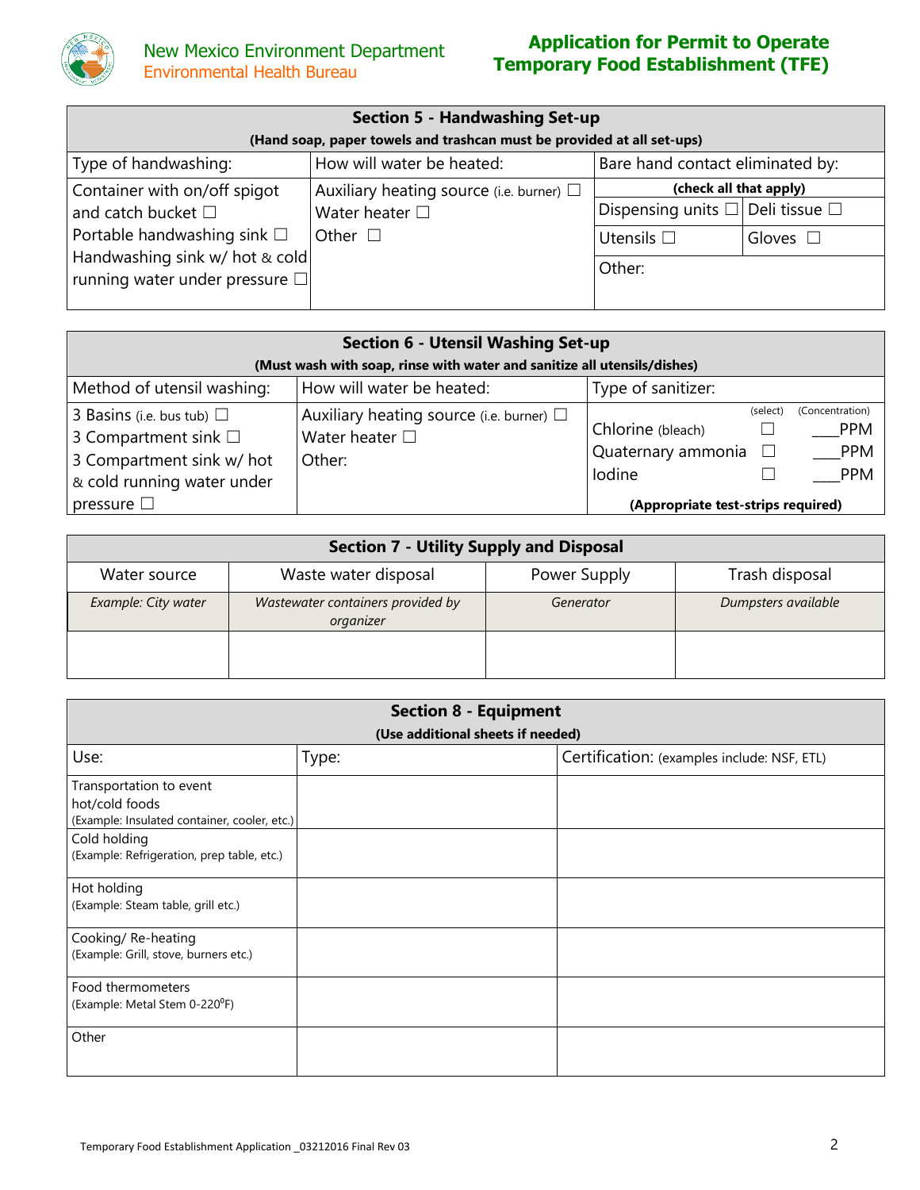| Section 5 - Handwashing Set-up (Hand soap, paper towels and trashcan must be provided at all set-ups) | | | |
|---|---|---|---|
| Type of handwashing: | How will water be heated: | Bare hand contact eliminated by: (check all that apply) | |
| Container with on/off spigot and catch bucket ☐ | Auxiliary heating source (i.e. burner) ☐ | Dispensing units ☐ | Deli tissue ☐ |
| Portable handwashing sink ☐ | Water heater ☐ | Utensils ☐ | Gloves ☐ |
| Handwashing sink w/ hot & cold running water under pressure ☐ | Other ☐ | Other: | |

| Section 6 - Utensil Washing Set-up (Must wash with soap, rinse with water and sanitize all utensils/dishes) | | | | |
|---|---|---|---|---|
| Method of utensil washing: | How will water be heated: | Type of sanitizer: | (select) | (Concentration) |
| 3 Basins (i.e. bus tub) ☐ | Auxiliary heating source (i.e. burner) ☐ | Chlorine (bleach) | ☐ | ____PPM |
| 3 Compartment sink ☐ | Water heater ☐ | Quaternary ammonia | ☐ | ____PPM |
| 3 Compartment sink w/ hot & cold running water under pressure ☐ | Other: | Iodine | ☐ | ____PPM |
| | | (Appropriate test-strips required) | | |

| Section 7 - Utility Supply and Disposal | | | |
|---|---|---|---|
| Water source | Waste water disposal | Power Supply | Trash disposal |
| *Example: City water* | *Wastewater containers provided by organizer* | *Generator* | *Dumpsters available* |
| | | | |

| Section 8 - Equipment (Use additional sheets if needed) | | |
|---|---|---|
| Use: | Type: | Certification: (examples include: NSF, ETL) |
| Transportation to event hot/cold foods (Example: Insulated container, cooler, etc.) | | |
| Cold holding (Example: Refrigeration, prep table, etc.) | | |
| Hot holding (Example: Steam table, grill etc.) | | |
| Cooking/ Re-heating (Example: Grill, stove, burners etc.) | | |
| Food thermometers (Example: Metal Stem 0-220⁰F) | | |
| Other | | |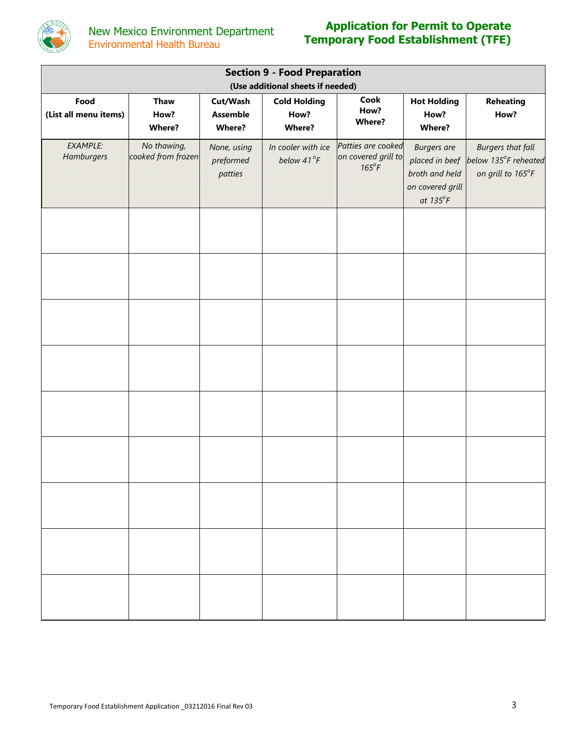## Section 9 - Food Preparation

**(Use additional sheets if needed)**

| Food (List all menu items) | Thaw How? Where? | Cut/Wash Assemble Where? | Cold Holding How? Where? | Cook How? Where? | Hot Holding How? Where? | Reheating How? |
|---|---|---|---|---|---|---|
| *EXAMPLE: Hamburgers* | *No thawing, cooked from frozen* | *None, using preformed patties* | *In cooler with ice below 41°F* | *Patties are cooked on covered grill to 165°F* | *Burgers are placed in beef broth and held on covered grill at 135°F* | *Burgers that fall below 135°F reheated on grill to 165°F* |
| | | | | | | |
| | | | | | | |
| | | | | | | |
| | | | | | | |
| | | | | | | |
| | | | | | | |
| | | | | | | |
| | | | | | | |
| | | | | | | |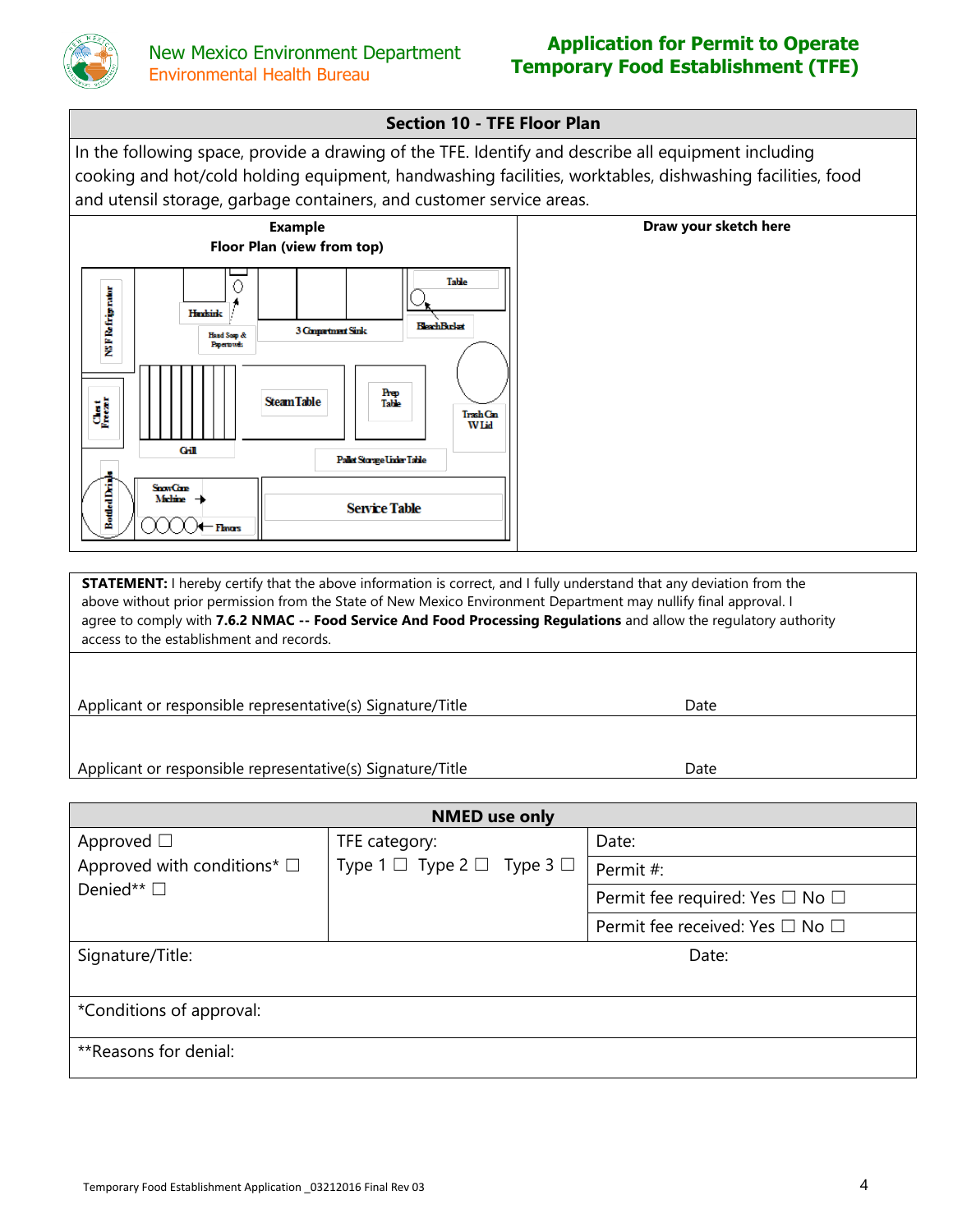## Section 10 - TFE Floor Plan

In the following space, provide a drawing of the TFE. Identify and describe all equipment including cooking and hot/cold holding equipment, handwashing facilities, worktables, dishwashing facilities, food and utensil storage, garbage containers, and customer service areas.

| Example<br>Floor Plan (view from top) | Draw your sketch here |
|---|---|
| NSF Refrigerator, Handsink, Hand Soap & Paper towels, 3 Compartment Sink, Table, Bleach Bucket, Chest Freezer, Grill, Steam Table, Prep Table, Trash Can W/Lid, Pallet Storage Under Table, Bottled Drinks, Snow Cone Machine, Flavors, Service Table | |

**STATEMENT:** I hereby certify that the above information is correct, and I fully understand that any deviation from the above without prior permission from the State of New Mexico Environment Department may nullify final approval. I agree to comply with **7.6.2 NMAC -- Food Service And Food Processing Regulations** and allow the regulatory authority access to the establishment and records.

| | |
|---|---|
| Applicant or responsible representative(s) Signature/Title | Date |
| Applicant or responsible representative(s) Signature/Title | Date |

| NMED use only | | |
|---|---|---|
| Approved ☐<br>Approved with conditions* ☐<br>Denied** ☐ | TFE category:<br>Type 1 ☐ Type 2 ☐ Type 3 ☐ | Date: |
| | | Permit #: |
| | | Permit fee required: Yes ☐ No ☐ |
| | | Permit fee received: Yes ☐ No ☐ |
| Signature/Title: | | Date: |
| *Conditions of approval: | | |
| **Reasons for denial: | | |

Temporary Food Establishment Application _03212016 Final Rev 03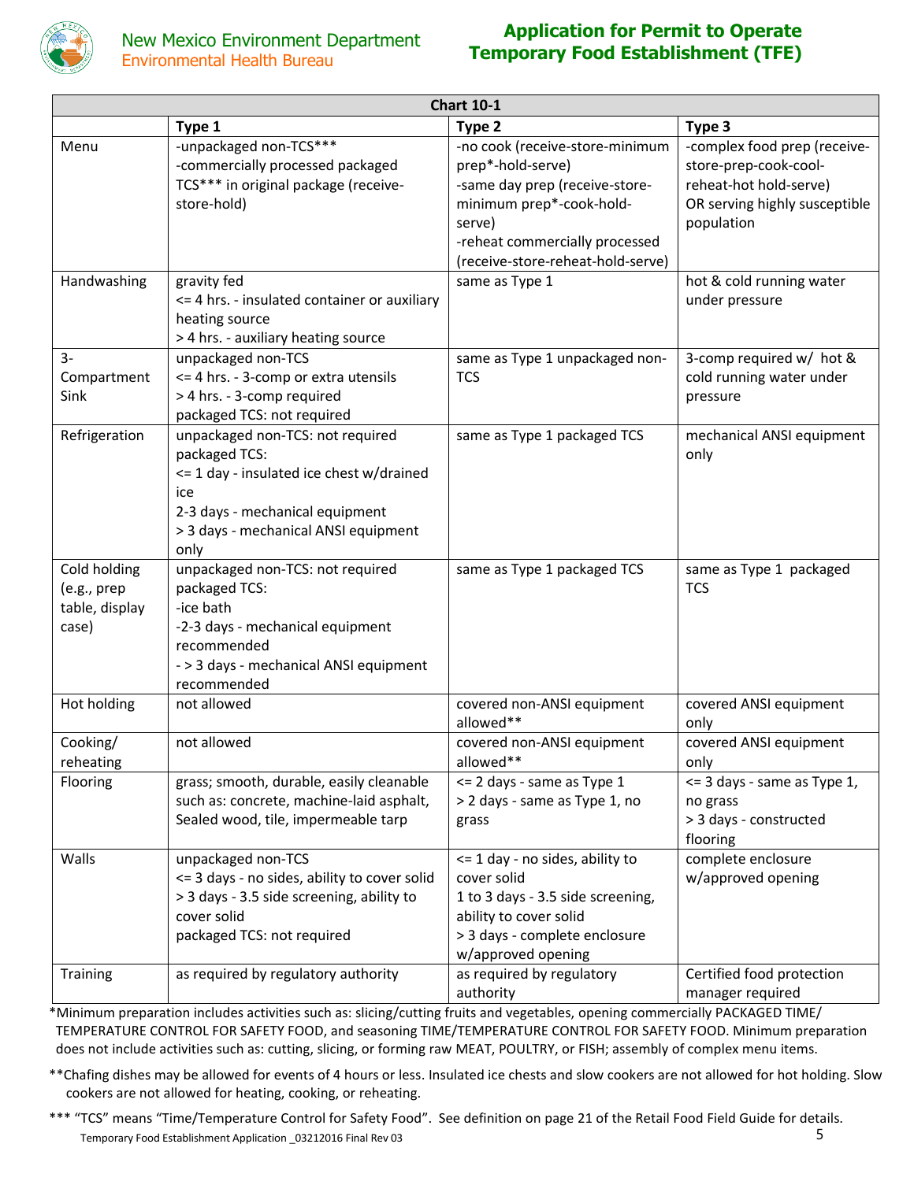| Chart 10-1 | | | |
|---|---|---|---|
| | **Type 1** | **Type 2** | **Type 3** |
| Menu | -unpackaged non-TCS*** <br> -commercially processed packaged TCS*** in original package (receive-store-hold) | -no cook (receive-store-minimum prep*-hold-serve) <br> -same day prep (receive-store-minimum prep*-cook-hold-serve) <br> -reheat commercially processed (receive-store-reheat-hold-serve) | -complex food prep (receive-store-prep-cook-cool-reheat-hot hold-serve) <br> OR serving highly susceptible population |
| Handwashing | gravity fed <br> <= 4 hrs. - insulated container or auxiliary heating source <br> > 4 hrs. - auxiliary heating source | same as Type 1 | hot & cold running water under pressure |
| 3-Compartment Sink | unpackaged non-TCS <br> <= 4 hrs. - 3-comp or extra utensils <br> > 4 hrs. - 3-comp required <br> packaged TCS: not required | same as Type 1 unpackaged non-TCS | 3-comp required w/ hot & cold running water under pressure |
| Refrigeration | unpackaged non-TCS: not required <br> packaged TCS: <br> <= 1 day - insulated ice chest w/drained ice <br> 2-3 days - mechanical equipment <br> > 3 days - mechanical ANSI equipment only | same as Type 1 packaged TCS | mechanical ANSI equipment only |
| Cold holding (e.g., prep table, display case) | unpackaged non-TCS: not required <br> packaged TCS: <br> -ice bath <br> -2-3 days - mechanical equipment recommended <br> - > 3 days - mechanical ANSI equipment recommended | same as Type 1 packaged TCS | same as Type 1 packaged TCS |
| Hot holding | not allowed | covered non-ANSI equipment allowed** | covered ANSI equipment only |
| Cooking/ reheating | not allowed | covered non-ANSI equipment allowed** | covered ANSI equipment only |
| Flooring | grass; smooth, durable, easily cleanable such as: concrete, machine-laid asphalt, Sealed wood, tile, impermeable tarp | <= 2 days - same as Type 1 <br> > 2 days - same as Type 1, no grass | <= 3 days - same as Type 1, no grass <br> > 3 days - constructed flooring |
| Walls | unpackaged non-TCS <br> <= 3 days - no sides, ability to cover solid <br> > 3 days - 3.5 side screening, ability to cover solid <br> packaged TCS: not required | <= 1 day - no sides, ability to cover solid <br> 1 to 3 days - 3.5 side screening, ability to cover solid <br> > 3 days - complete enclosure w/approved opening | complete enclosure w/approved opening |
| Training | as required by regulatory authority | as required by regulatory authority | Certified food protection manager required |

*Minimum preparation includes activities such as: slicing/cutting fruits and vegetables, opening commercially PACKAGED TIME/ TEMPERATURE CONTROL FOR SAFETY FOOD, and seasoning TIME/TEMPERATURE CONTROL FOR SAFETY FOOD. Minimum preparation does not include activities such as: cutting, slicing, or forming raw MEAT, POULTRY, or FISH; assembly of complex menu items.

**Chafing dishes may be allowed for events of 4 hours or less. Insulated ice chests and slow cookers are not allowed for hot holding. Slow cookers are not allowed for heating, cooking, or reheating.

*** "TCS" means "Time/Temperature Control for Safety Food". See definition on page 21 of the Retail Food Field Guide for details.